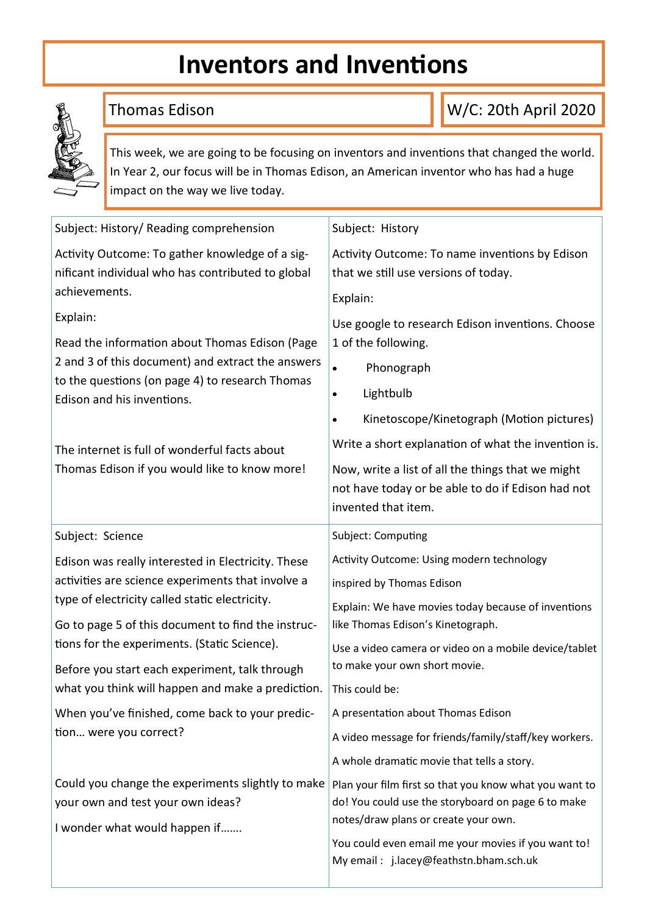# Inventors and Inventions

**Thomas Edison** | **W/C: 20th April 2020**

This week, we are going to be focusing on inventors and inventions that changed the world. In Year 2, our focus will be in Thomas Edison, an American inventor who has had a huge impact on the way we live today.

## Subject: History/ Reading comprehension

Activity Outcome: To gather knowledge of a significant individual who has contributed to global achievements.

Explain:

Read the information about Thomas Edison (Page 2 and 3 of this document) and extract the answers to the questions (on page 4) to research Thomas Edison and his inventions.

The internet is full of wonderful facts about Thomas Edison if you would like to know more!

## Subject: History

Activity Outcome: To name inventions by Edison that we still use versions of today.

Explain:

Use google to research Edison inventions. Choose 1 of the following.

- Phonograph
- Lightbulb
- Kinetoscope/Kinetograph (Motion pictures)

Write a short explanation of what the invention is.

Now, write a list of all the things that we might not have today or be able to do if Edison had not invented that item.

## Subject: Science

Edison was really interested in Electricity. These activities are science experiments that involve a type of electricity called static electricity.

Go to page 5 of this document to find the instructions for the experiments. (Static Science).

Before you start each experiment, talk through what you think will happen and make a prediction.

When you've finished, come back to your prediction… were you correct?

Could you change the experiments slightly to make your own and test your own ideas?

I wonder what would happen if…….

## Subject: Computing

Activity Outcome: Using modern technology inspired by Thomas Edison

Explain: We have movies today because of inventions like Thomas Edison's Kinetograph.

Use a video camera or video on a mobile device/tablet to make your own short movie.

This could be:

A presentation about Thomas Edison

A video message for friends/family/staff/key workers.

A whole dramatic movie that tells a story.

Plan your film first so that you know what you want to do! You could use the storyboard on page 6 to make notes/draw plans or create your own.

You could even email me your movies if you want to! My email : j.lacey@feathstn.bham.sch.uk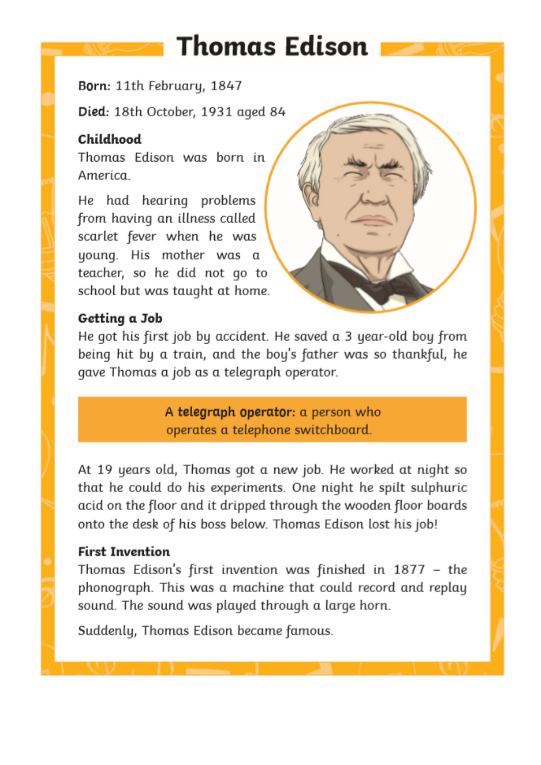# Thomas Edison

**Born:** 11th February, 1847

**Died:** 18th October, 1931 aged 84

### Childhood

Thomas Edison was born in America.

He had hearing problems from having an illness called scarlet fever when he was young. His mother was a teacher, so he did not go to school but was taught at home.

### Getting a Job

He got his first job by accident. He saved a 3 year-old boy from being hit by a train, and the boy's father was so thankful, he gave Thomas a job as a telegraph operator.

> A **telegraph operator:** a person who operates a telephone switchboard.

At 19 years old, Thomas got a new job. He worked at night so that he could do his experiments. One night he spilt sulphuric acid on the floor and it dripped through the wooden floor boards onto the desk of his boss below. Thomas Edison lost his job!

### First Invention

Thomas Edison's first invention was finished in 1877 – the phonograph. This was a machine that could record and replay sound. The sound was played through a large horn.

Suddenly, Thomas Edison became famous.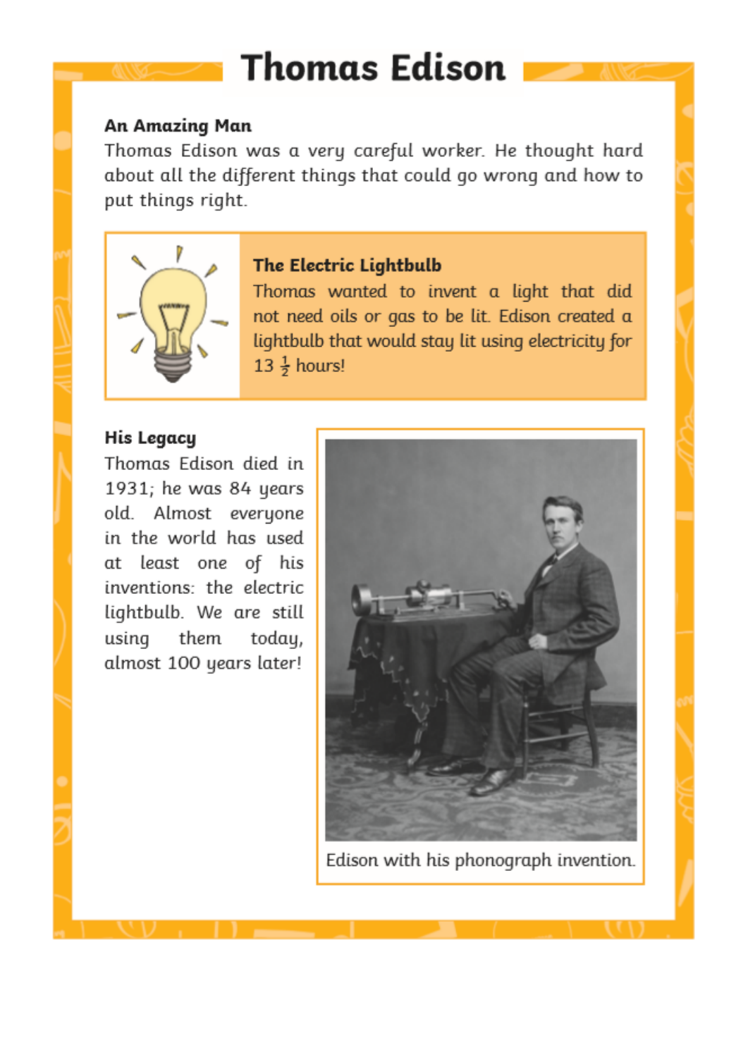# Thomas Edison

### An Amazing Man

Thomas Edison was a very careful worker. He thought hard about all the different things that could go wrong and how to put things right.

### The Electric Lightbulb

Thomas wanted to invent a light that did not need oils or gas to be lit. Edison created a lightbulb that would stay lit using electricity for 13 $\frac{1}{2}$ hours!

### His Legacy

Thomas Edison died in 1931; he was 84 years old. Almost everyone in the world has used at least one of his inventions: the electric lightbulb. We are still using them today, almost 100 years later!

Edison with his phonograph invention.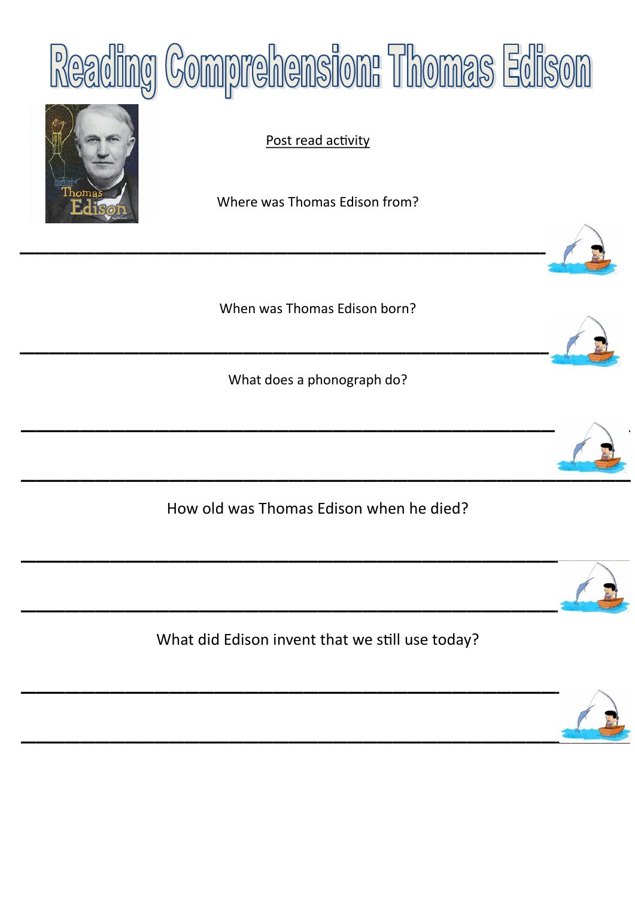# Reading Comprehension: Thomas Edison

Post read activity

Where was Thomas Edison from?

_______________________________________________

When was Thomas Edison born?

_______________________________________________

What does a phonograph do?

_______________________________________________

_______________________________________________

How old was Thomas Edison when he died?

_______________________________________________

_______________________________________________

What did Edison invent that we still use today?

_______________________________________________

_______________________________________________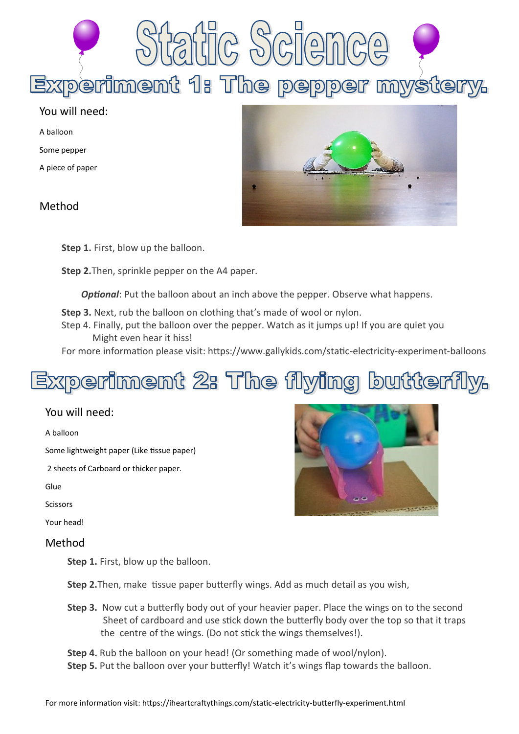# Static Science

## Experiment 1: The pepper mystery.

You will need:

A balloon

Some pepper

A piece of paper

Method

**Step 1.** First, blow up the balloon.

**Step 2.**Then, sprinkle pepper on the A4 paper.

***Optional***: Put the balloon about an inch above the pepper. Observe what happens.

**Step 3.** Next, rub the balloon on clothing that's made of wool or nylon.

Step 4. Finally, put the balloon over the pepper. Watch as it jumps up! If you are quiet you Might even hear it hiss!

For more information please visit: https://www.gallykids.com/static-electricity-experiment-balloons

## Experiment 2: The flying butterfly.

You will need:

A balloon

Some lightweight paper (Like tissue paper)

2 sheets of Carboard or thicker paper.

Glue

Scissors

Your head!

Method

**Step 1.** First, blow up the balloon.

**Step 2.**Then, make tissue paper butterfly wings. Add as much detail as you wish,

**Step 3.** Now cut a butterfly body out of your heavier paper. Place the wings on to the second Sheet of cardboard and use stick down the butterfly body over the top so that it traps the centre of the wings. (Do not stick the wings themselves!).

**Step 4.** Rub the balloon on your head! (Or something made of wool/nylon).

**Step 5.** Put the balloon over your butterfly! Watch it's wings flap towards the balloon.

For more information visit: https://iheartcraftythings.com/static-electricity-butterfly-experiment.html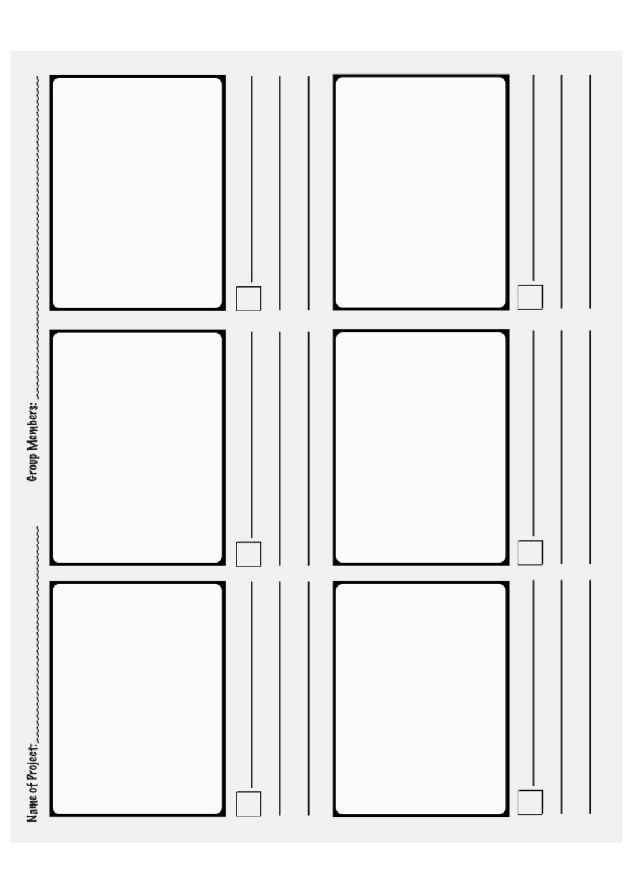Name of Project:_______________

Group Members: _______________